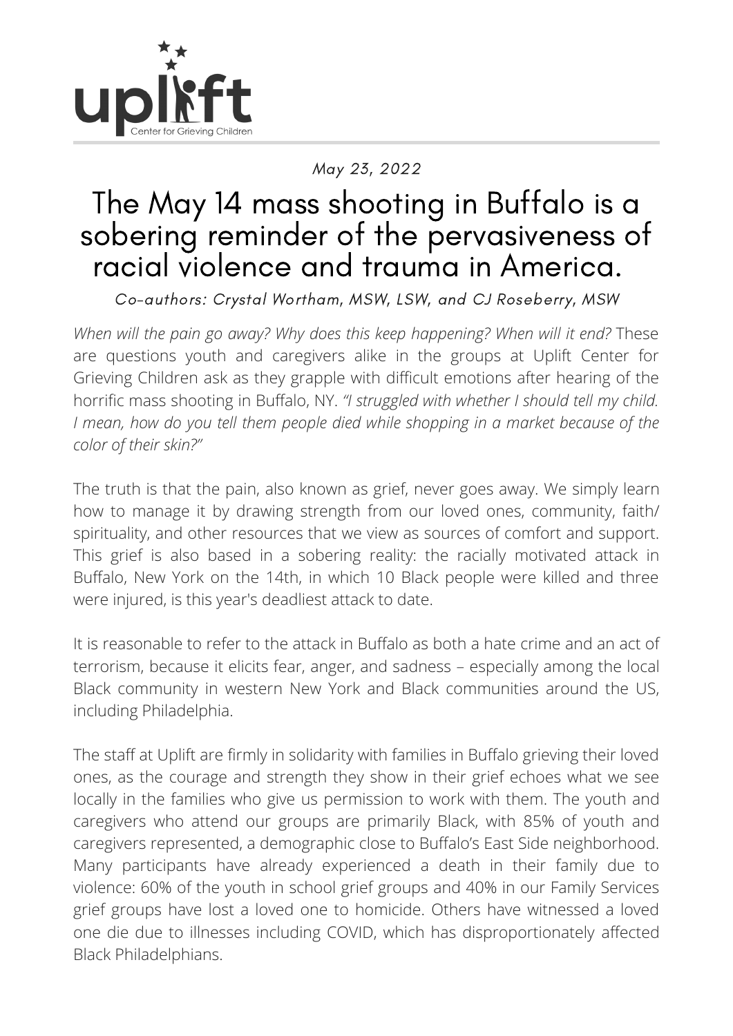upl ft
Center for Grieving Children

*May 23, 2022*

# The May 14 mass shooting in Buffalo is a sobering reminder of the pervasiveness of racial violence and trauma in America.

*Co-authors: Crystal Wortham, MSW, LSW, and CJ Roseberry, MSW*

*When will the pain go away? Why does this keep happening? When will it end?* These are questions youth and caregivers alike in the groups at Uplift Center for Grieving Children ask as they grapple with difficult emotions after hearing of the horrific mass shooting in Buffalo, NY. *"I struggled with whether I should tell my child. I mean, how do you tell them people died while shopping in a market because of the color of their skin?"*

The truth is that the pain, also known as grief, never goes away. We simply learn how to manage it by drawing strength from our loved ones, community, faith/ spirituality, and other resources that we view as sources of comfort and support. This grief is also based in a sobering reality: the racially motivated attack in Buffalo, New York on the 14th, in which 10 Black people were killed and three were injured, is this year's deadliest attack to date.

It is reasonable to refer to the attack in Buffalo as both a hate crime and an act of terrorism, because it elicits fear, anger, and sadness – especially among the local Black community in western New York and Black communities around the US, including Philadelphia.

The staff at Uplift are firmly in solidarity with families in Buffalo grieving their loved ones, as the courage and strength they show in their grief echoes what we see locally in the families who give us permission to work with them. The youth and caregivers who attend our groups are primarily Black, with 85% of youth and caregivers represented, a demographic close to Buffalo's East Side neighborhood. Many participants have already experienced a death in their family due to violence: 60% of the youth in school grief groups and 40% in our Family Services grief groups have lost a loved one to homicide. Others have witnessed a loved one die due to illnesses including COVID, which has disproportionately affected Black Philadelphians.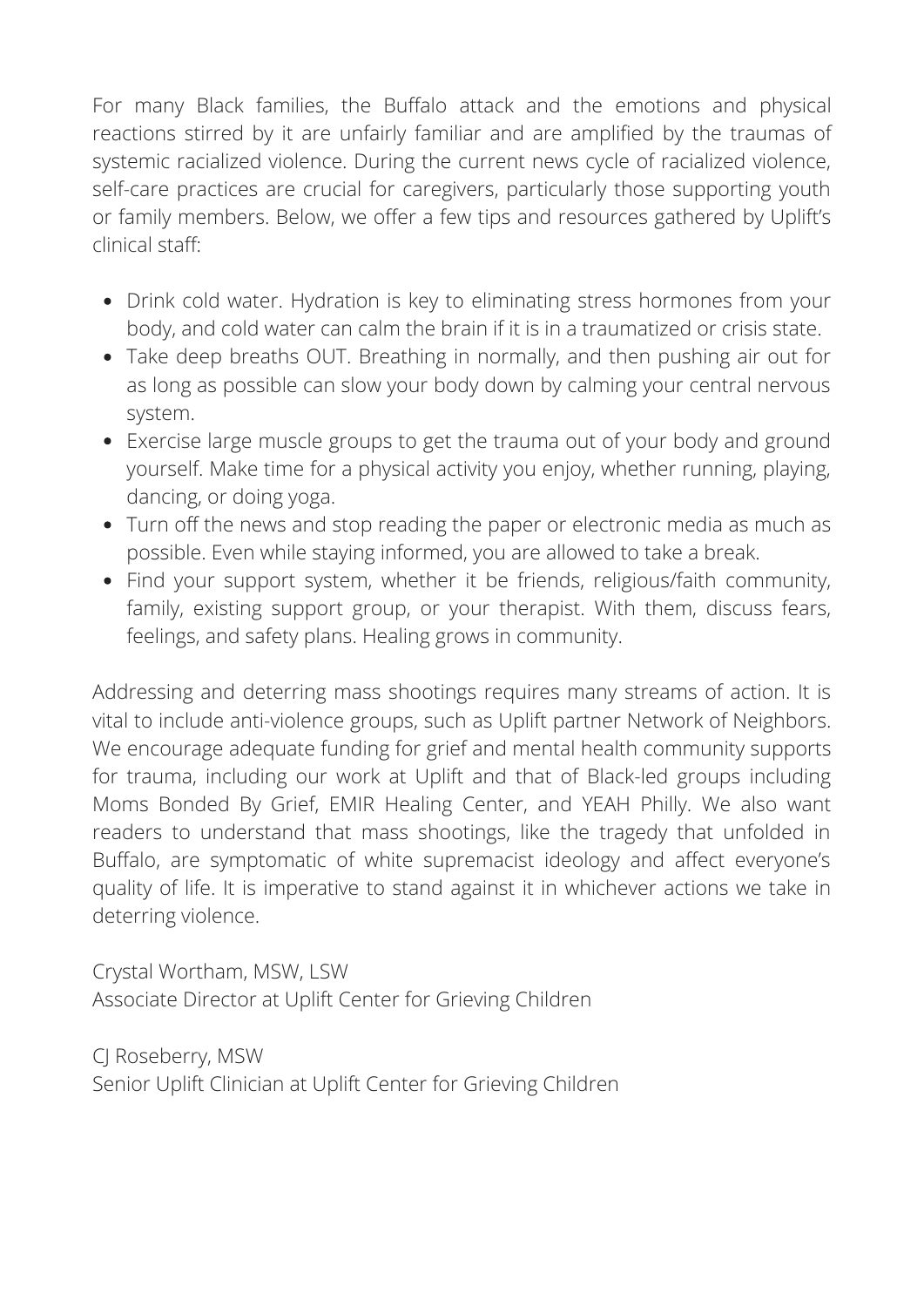For many Black families, the Buffalo attack and the emotions and physical reactions stirred by it are unfairly familiar and are amplified by the traumas of systemic racialized violence. During the current news cycle of racialized violence, self-care practices are crucial for caregivers, particularly those supporting youth or family members. Below, we offer a few tips and resources gathered by Uplift's clinical staff:

- Drink cold water. Hydration is key to eliminating stress hormones from your body, and cold water can calm the brain if it is in a traumatized or crisis state.
- Take deep breaths OUT. Breathing in normally, and then pushing air out for as long as possible can slow your body down by calming your central nervous system.
- Exercise large muscle groups to get the trauma out of your body and ground yourself. Make time for a physical activity you enjoy, whether running, playing, dancing, or doing yoga.
- Turn off the news and stop reading the paper or electronic media as much as possible. Even while staying informed, you are allowed to take a break.
- Find your support system, whether it be friends, religious/faith community, family, existing support group, or your therapist. With them, discuss fears, feelings, and safety plans. Healing grows in community.

Addressing and deterring mass shootings requires many streams of action. It is vital to include anti-violence groups, such as Uplift partner Network of Neighbors. We encourage adequate funding for grief and mental health community supports for trauma, including our work at Uplift and that of Black-led groups including Moms Bonded By Grief, EMIR Healing Center, and YEAH Philly. We also want readers to understand that mass shootings, like the tragedy that unfolded in Buffalo, are symptomatic of white supremacist ideology and affect everyone's quality of life. It is imperative to stand against it in whichever actions we take in deterring violence.

Crystal Wortham, MSW, LSW
Associate Director at Uplift Center for Grieving Children

CJ Roseberry, MSW
Senior Uplift Clinician at Uplift Center for Grieving Children